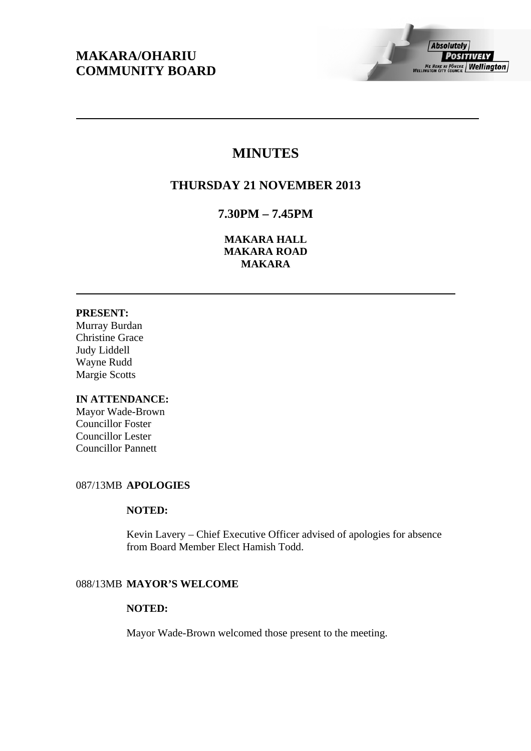# MAKARA/OHARIU COMMUNITY BOARD

## MINUTES

### THURSDAY 21 NOVEMBER 2013

### 7.30PM – 7.45PM

**MAKARA HALL**
**MAKARA ROAD**
**MAKARA**

---

**PRESENT:**
Murray Burdan
Christine Grace
Judy Liddell
Wayne Rudd
Margie Scotts

**IN ATTENDANCE:**
Mayor Wade-Brown
Councillor Foster
Councillor Lester
Councillor Pannett

087/13MB **APOLOGIES**

**NOTED:**

Kevin Lavery – Chief Executive Officer advised of apologies for absence from Board Member Elect Hamish Todd.

088/13MB **MAYOR'S WELCOME**

**NOTED:**

Mayor Wade-Brown welcomed those present to the meeting.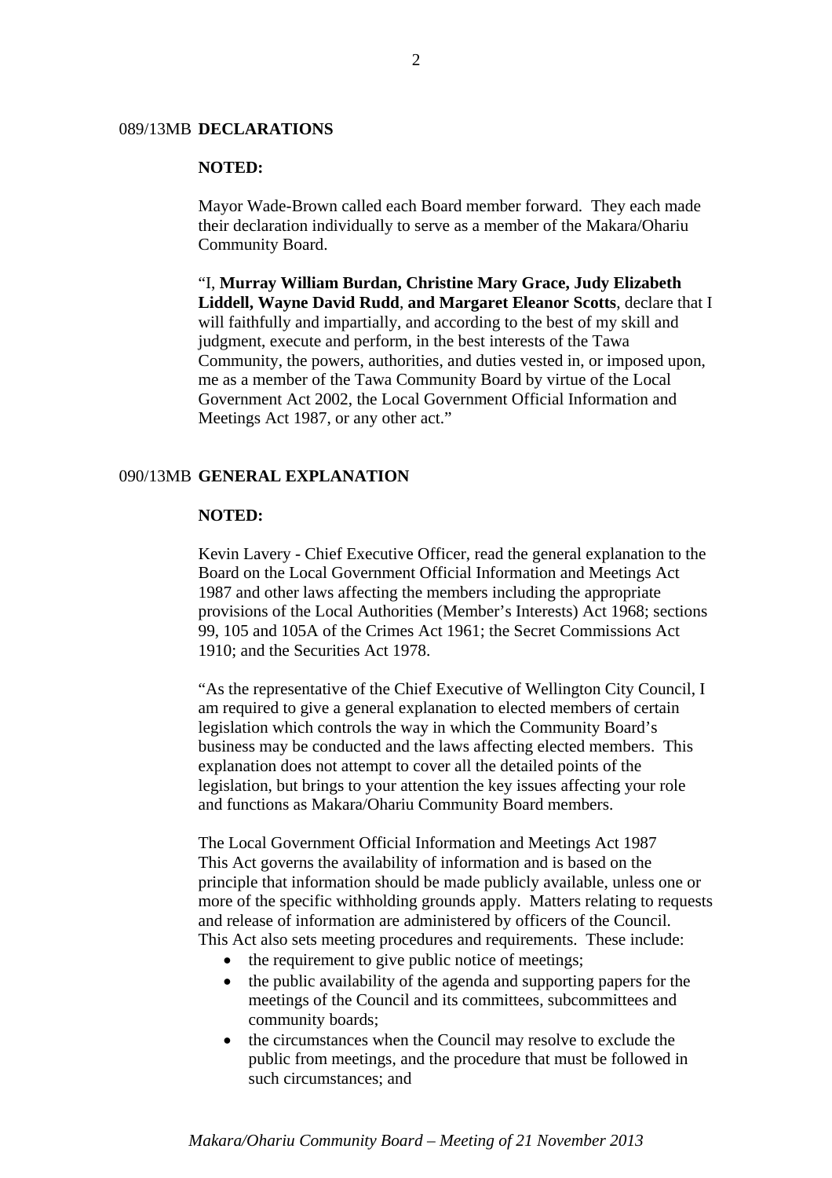089/13MB **DECLARATIONS**

**NOTED:**

Mayor Wade-Brown called each Board member forward. They each made their declaration individually to serve as a member of the Makara/Ohariu Community Board.

"I, **Murray William Burdan, Christine Mary Grace, Judy Elizabeth Liddell, Wayne David Rudd**, **and Margaret Eleanor Scotts**, declare that I will faithfully and impartially, and according to the best of my skill and judgment, execute and perform, in the best interests of the Tawa Community, the powers, authorities, and duties vested in, or imposed upon, me as a member of the Tawa Community Board by virtue of the Local Government Act 2002, the Local Government Official Information and Meetings Act 1987, or any other act."

090/13MB **GENERAL EXPLANATION**

**NOTED:**

Kevin Lavery - Chief Executive Officer, read the general explanation to the Board on the Local Government Official Information and Meetings Act 1987 and other laws affecting the members including the appropriate provisions of the Local Authorities (Member's Interests) Act 1968; sections 99, 105 and 105A of the Crimes Act 1961; the Secret Commissions Act 1910; and the Securities Act 1978.

"As the representative of the Chief Executive of Wellington City Council, I am required to give a general explanation to elected members of certain legislation which controls the way in which the Community Board's business may be conducted and the laws affecting elected members. This explanation does not attempt to cover all the detailed points of the legislation, but brings to your attention the key issues affecting your role and functions as Makara/Ohariu Community Board members.

The Local Government Official Information and Meetings Act 1987
This Act governs the availability of information and is based on the principle that information should be made publicly available, unless one or more of the specific withholding grounds apply. Matters relating to requests and release of information are administered by officers of the Council. This Act also sets meeting procedures and requirements. These include:

- the requirement to give public notice of meetings;
- the public availability of the agenda and supporting papers for the meetings of the Council and its committees, subcommittees and community boards;
- the circumstances when the Council may resolve to exclude the public from meetings, and the procedure that must be followed in such circumstances; and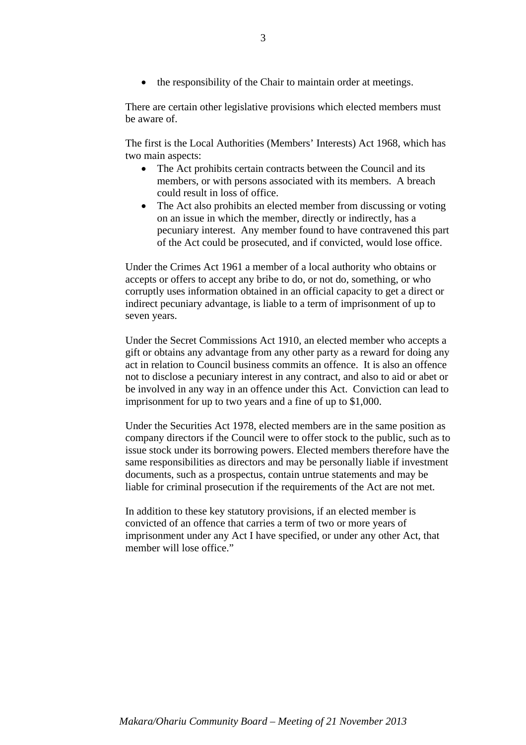- the responsibility of the Chair to maintain order at meetings.

There are certain other legislative provisions which elected members must be aware of.

The first is the Local Authorities (Members' Interests) Act 1968, which has two main aspects:

- The Act prohibits certain contracts between the Council and its members, or with persons associated with its members. A breach could result in loss of office.
- The Act also prohibits an elected member from discussing or voting on an issue in which the member, directly or indirectly, has a pecuniary interest. Any member found to have contravened this part of the Act could be prosecuted, and if convicted, would lose office.

Under the Crimes Act 1961 a member of a local authority who obtains or accepts or offers to accept any bribe to do, or not do, something, or who corruptly uses information obtained in an official capacity to get a direct or indirect pecuniary advantage, is liable to a term of imprisonment of up to seven years.

Under the Secret Commissions Act 1910, an elected member who accepts a gift or obtains any advantage from any other party as a reward for doing any act in relation to Council business commits an offence. It is also an offence not to disclose a pecuniary interest in any contract, and also to aid or abet or be involved in any way in an offence under this Act. Conviction can lead to imprisonment for up to two years and a fine of up to $1,000.

Under the Securities Act 1978, elected members are in the same position as company directors if the Council were to offer stock to the public, such as to issue stock under its borrowing powers. Elected members therefore have the same responsibilities as directors and may be personally liable if investment documents, such as a prospectus, contain untrue statements and may be liable for criminal prosecution if the requirements of the Act are not met.

In addition to these key statutory provisions, if an elected member is convicted of an offence that carries a term of two or more years of imprisonment under any Act I have specified, or under any other Act, that member will lose office."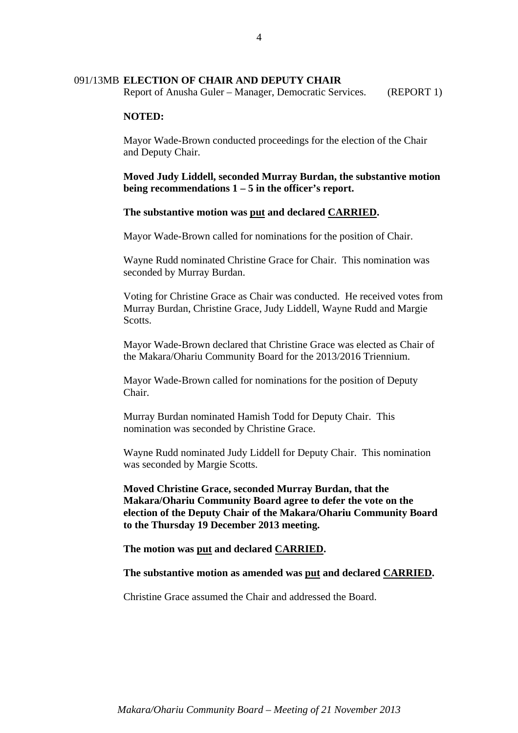091/13MB **ELECTION OF CHAIR AND DEPUTY CHAIR**
Report of Anusha Guler – Manager, Democratic Services. (REPORT 1)

**NOTED:**

Mayor Wade-Brown conducted proceedings for the election of the Chair and Deputy Chair.

**Moved Judy Liddell, seconded Murray Burdan, the substantive motion being recommendations 1 – 5 in the officer's report.**

**The substantive motion was put and declared CARRIED.**

Mayor Wade-Brown called for nominations for the position of Chair.

Wayne Rudd nominated Christine Grace for Chair. This nomination was seconded by Murray Burdan.

Voting for Christine Grace as Chair was conducted. He received votes from Murray Burdan, Christine Grace, Judy Liddell, Wayne Rudd and Margie Scotts.

Mayor Wade-Brown declared that Christine Grace was elected as Chair of the Makara/Ohariu Community Board for the 2013/2016 Triennium.

Mayor Wade-Brown called for nominations for the position of Deputy Chair.

Murray Burdan nominated Hamish Todd for Deputy Chair. This nomination was seconded by Christine Grace.

Wayne Rudd nominated Judy Liddell for Deputy Chair. This nomination was seconded by Margie Scotts.

**Moved Christine Grace, seconded Murray Burdan, that the Makara/Ohariu Community Board agree to defer the vote on the election of the Deputy Chair of the Makara/Ohariu Community Board to the Thursday 19 December 2013 meeting.**

**The motion was put and declared CARRIED.**

**The substantive motion as amended was put and declared CARRIED.**

Christine Grace assumed the Chair and addressed the Board.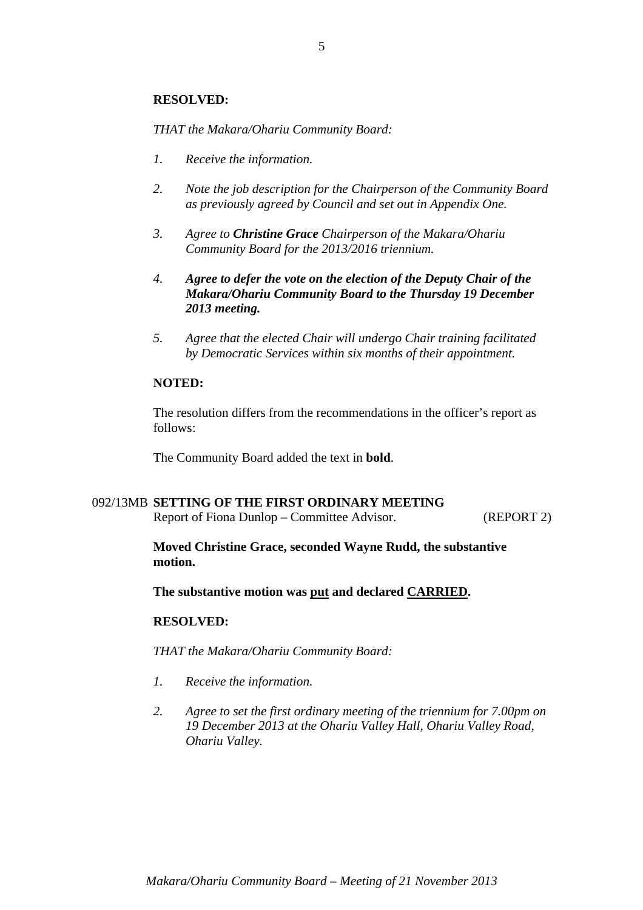**RESOLVED:**

*THAT the Makara/Ohariu Community Board:*

1. *Receive the information.*

2. *Note the job description for the Chairperson of the Community Board as previously agreed by Council and set out in Appendix One.*

3. *Agree to* ***Christine Grace*** *Chairperson of the Makara/Ohariu Community Board for the 2013/2016 triennium.*

4. ***Agree to defer the vote on the election of the Deputy Chair of the Makara/Ohariu Community Board to the Thursday 19 December 2013 meeting.***

5. *Agree that the elected Chair will undergo Chair training facilitated by Democratic Services within six months of their appointment.*

**NOTED:**

The resolution differs from the recommendations in the officer's report as follows:

The Community Board added the text in **bold**.

092/13MB **SETTING OF THE FIRST ORDINARY MEETING**
Report of Fiona Dunlop – Committee Advisor. (REPORT 2)

**Moved Christine Grace, seconded Wayne Rudd, the substantive motion.**

**The substantive motion was put and declared CARRIED.**

**RESOLVED:**

*THAT the Makara/Ohariu Community Board:*

1. *Receive the information.*

2. *Agree to set the first ordinary meeting of the triennium for 7.00pm on 19 December 2013 at the Ohariu Valley Hall, Ohariu Valley Road, Ohariu Valley.*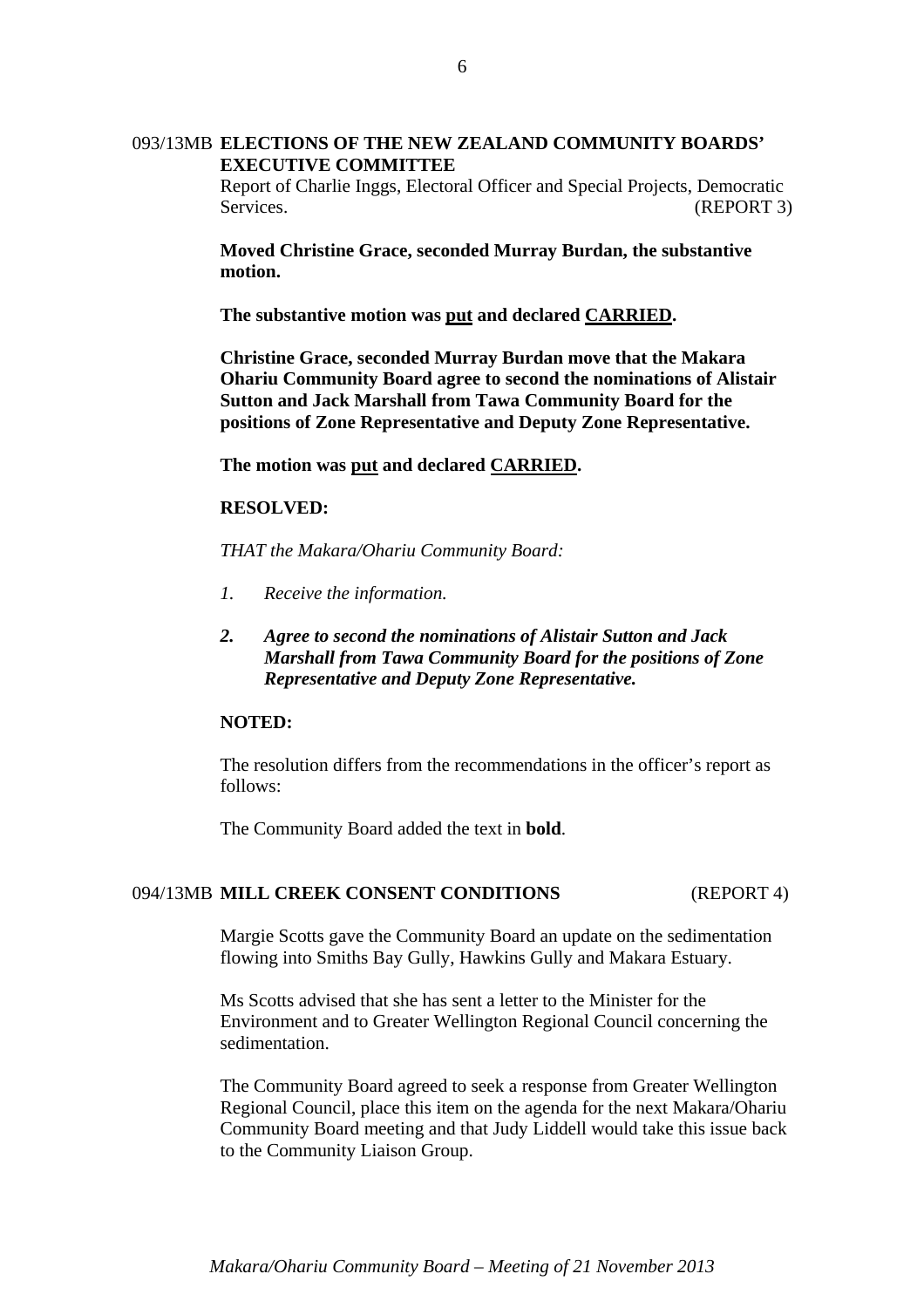093/13MB **ELECTIONS OF THE NEW ZEALAND COMMUNITY BOARDS' EXECUTIVE COMMITTEE**

Report of Charlie Inggs, Electoral Officer and Special Projects, Democratic Services. (REPORT 3)

**Moved Christine Grace, seconded Murray Burdan, the substantive motion.**

**The substantive motion was put and declared CARRIED.**

**Christine Grace, seconded Murray Burdan move that the Makara Ohariu Community Board agree to second the nominations of Alistair Sutton and Jack Marshall from Tawa Community Board for the positions of Zone Representative and Deputy Zone Representative.**

**The motion was put and declared CARRIED.**

**RESOLVED:**

*THAT the Makara/Ohariu Community Board:*

1. *Receive the information.*
2. ***Agree to second the nominations of Alistair Sutton and Jack Marshall from Tawa Community Board for the positions of Zone Representative and Deputy Zone Representative.***

**NOTED:**

The resolution differs from the recommendations in the officer's report as follows:

The Community Board added the text in **bold**.

094/13MB **MILL CREEK CONSENT CONDITIONS** (REPORT 4)

Margie Scotts gave the Community Board an update on the sedimentation flowing into Smiths Bay Gully, Hawkins Gully and Makara Estuary.

Ms Scotts advised that she has sent a letter to the Minister for the Environment and to Greater Wellington Regional Council concerning the sedimentation.

The Community Board agreed to seek a response from Greater Wellington Regional Council, place this item on the agenda for the next Makara/Ohariu Community Board meeting and that Judy Liddell would take this issue back to the Community Liaison Group.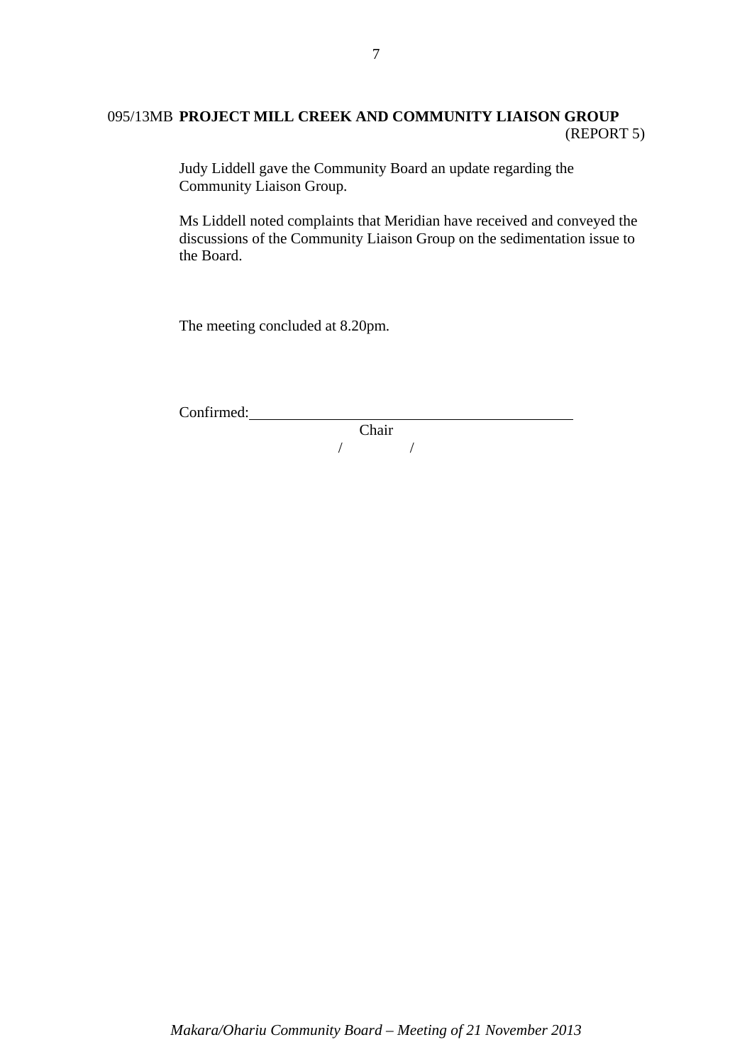095/13MB **PROJECT MILL CREEK AND COMMUNITY LIAISON GROUP**
(REPORT 5)

Judy Liddell gave the Community Board an update regarding the Community Liaison Group.

Ms Liddell noted complaints that Meridian have received and conveyed the discussions of the Community Liaison Group on the sedimentation issue to the Board.

The meeting concluded at 8.20pm.

Confirmed: ____________________________________

Chair

/ /